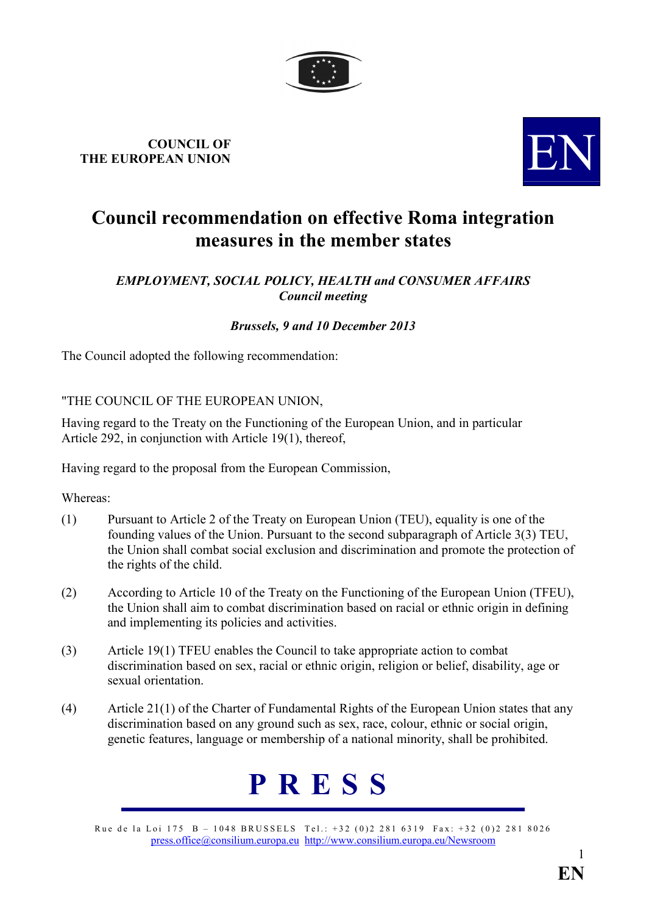**COUNCIL OF THE EUROPEAN UNION**

EN

# Council recommendation on effective Roma integration measures in the member states

***EMPLOYMENT, SOCIAL POLICY, HEALTH and CONSUMER AFFAIRS Council meeting***

***Brussels, 9 and 10 December 2013***

The Council adopted the following recommendation:

"THE COUNCIL OF THE EUROPEAN UNION,

Having regard to the Treaty on the Functioning of the European Union, and in particular Article 292, in conjunction with Article 19(1), thereof,

Having regard to the proposal from the European Commission,

Whereas:

(1) Pursuant to Article 2 of the Treaty on European Union (TEU), equality is one of the founding values of the Union. Pursuant to the second subparagraph of Article 3(3) TEU, the Union shall combat social exclusion and discrimination and promote the protection of the rights of the child.

(2) According to Article 10 of the Treaty on the Functioning of the European Union (TFEU), the Union shall aim to combat discrimination based on racial or ethnic origin in defining and implementing its policies and activities.

(3) Article 19(1) TFEU enables the Council to take appropriate action to combat discrimination based on sex, racial or ethnic origin, religion or belief, disability, age or sexual orientation.

(4) Article 21(1) of the Charter of Fundamental Rights of the European Union states that any discrimination based on any ground such as sex, race, colour, ethnic or social origin, genetic features, language or membership of a national minority, shall be prohibited.

**PRESS**

Rue de la Loi 175 B – 1048 BRUSSELS Tel.: +32 (0)2 281 6319 Fax: +32 (0)2 281 8026
press.office@consilium.europa.eu http://www.consilium.europa.eu/Newsroom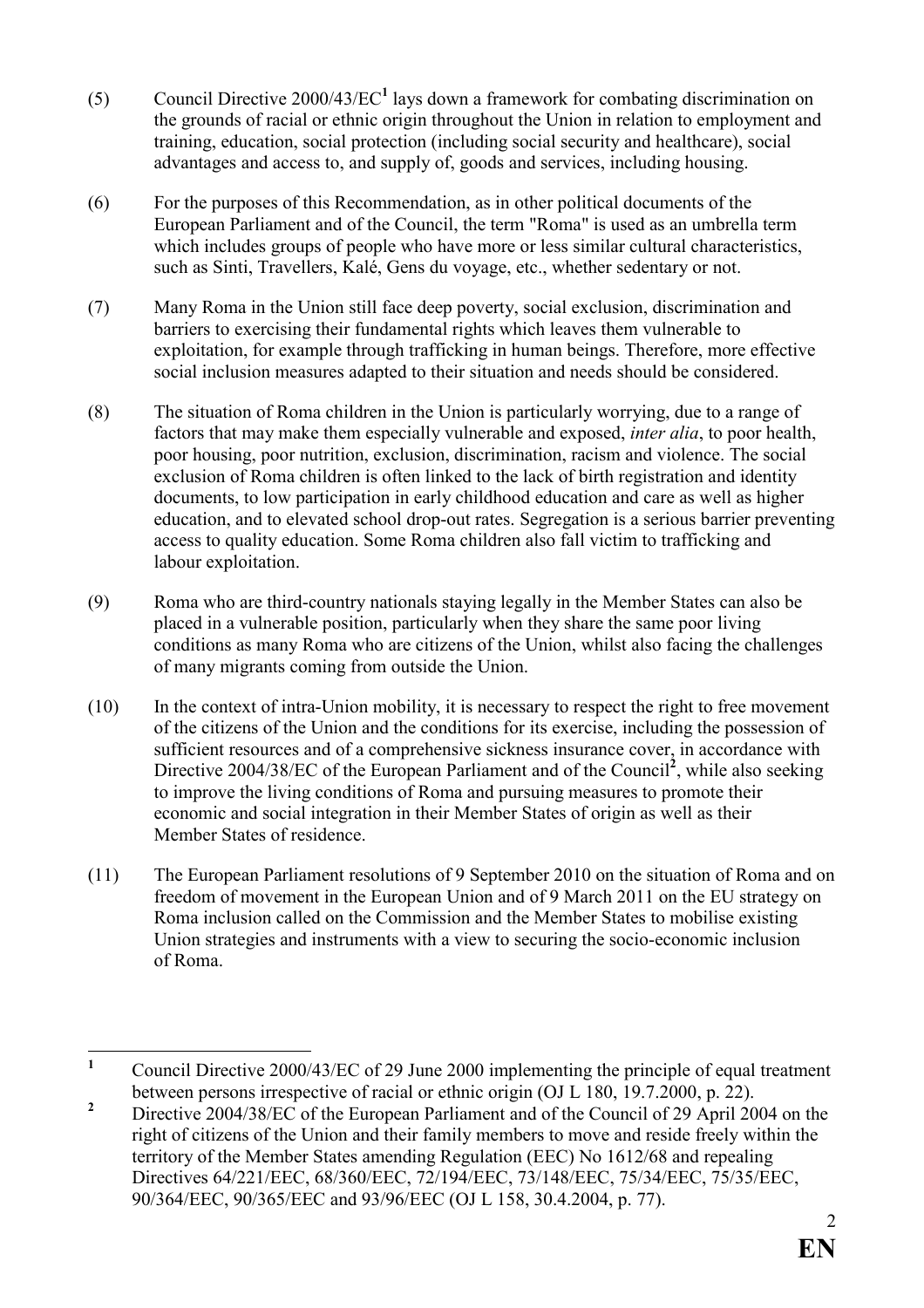(5) Council Directive 2000/43/EC[1] lays down a framework for combating discrimination on the grounds of racial or ethnic origin throughout the Union in relation to employment and training, education, social protection (including social security and healthcare), social advantages and access to, and supply of, goods and services, including housing.

(6) For the purposes of this Recommendation, as in other political documents of the European Parliament and of the Council, the term "Roma" is used as an umbrella term which includes groups of people who have more or less similar cultural characteristics, such as Sinti, Travellers, Kalé, Gens du voyage, etc., whether sedentary or not.

(7) Many Roma in the Union still face deep poverty, social exclusion, discrimination and barriers to exercising their fundamental rights which leaves them vulnerable to exploitation, for example through trafficking in human beings. Therefore, more effective social inclusion measures adapted to their situation and needs should be considered.

(8) The situation of Roma children in the Union is particularly worrying, due to a range of factors that may make them especially vulnerable and exposed, *inter alia*, to poor health, poor housing, poor nutrition, exclusion, discrimination, racism and violence. The social exclusion of Roma children is often linked to the lack of birth registration and identity documents, to low participation in early childhood education and care as well as higher education, and to elevated school drop-out rates. Segregation is a serious barrier preventing access to quality education. Some Roma children also fall victim to trafficking and labour exploitation.

(9) Roma who are third-country nationals staying legally in the Member States can also be placed in a vulnerable position, particularly when they share the same poor living conditions as many Roma who are citizens of the Union, whilst also facing the challenges of many migrants coming from outside the Union.

(10) In the context of intra-Union mobility, it is necessary to respect the right to free movement of the citizens of the Union and the conditions for its exercise, including the possession of sufficient resources and of a comprehensive sickness insurance cover, in accordance with Directive 2004/38/EC of the European Parliament and of the Council[2], while also seeking to improve the living conditions of Roma and pursuing measures to promote their economic and social integration in their Member States of origin as well as their Member States of residence.

(11) The European Parliament resolutions of 9 September 2010 on the situation of Roma and on freedom of movement in the European Union and of 9 March 2011 on the EU strategy on Roma inclusion called on the Commission and the Member States to mobilise existing Union strategies and instruments with a view to securing the socio-economic inclusion of Roma.

---

[1] Council Directive 2000/43/EC of 29 June 2000 implementing the principle of equal treatment between persons irrespective of racial or ethnic origin (OJ L 180, 19.7.2000, p. 22).

[2] Directive 2004/38/EC of the European Parliament and of the Council of 29 April 2004 on the right of citizens of the Union and their family members to move and reside freely within the territory of the Member States amending Regulation (EEC) No 1612/68 and repealing Directives 64/221/EEC, 68/360/EEC, 72/194/EEC, 73/148/EEC, 75/34/EEC, 75/35/EEC, 90/364/EEC, 90/365/EEC and 93/96/EEC (OJ L 158, 30.4.2004, p. 77).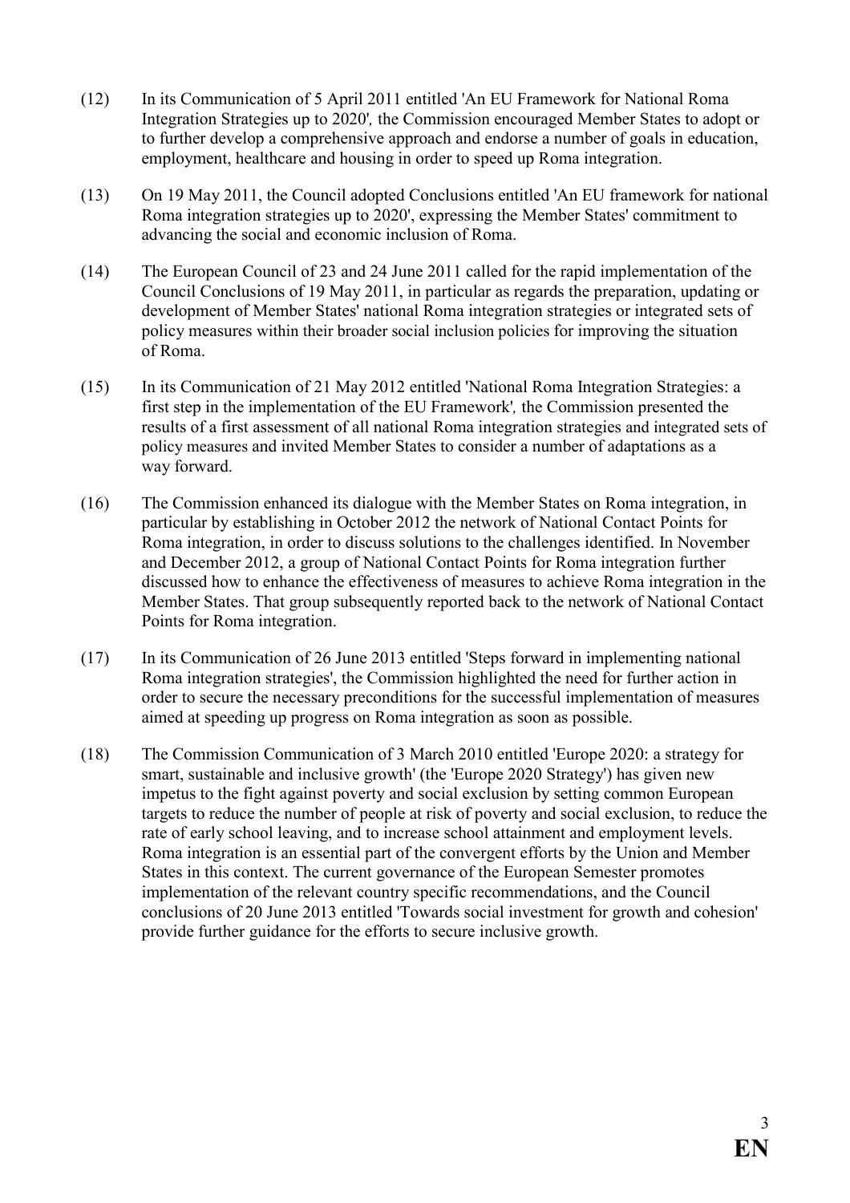(12) In its Communication of 5 April 2011 entitled 'An EU Framework for National Roma Integration Strategies up to 2020', the Commission encouraged Member States to adopt or to further develop a comprehensive approach and endorse a number of goals in education, employment, healthcare and housing in order to speed up Roma integration.

(13) On 19 May 2011, the Council adopted Conclusions entitled 'An EU framework for national Roma integration strategies up to 2020', expressing the Member States' commitment to advancing the social and economic inclusion of Roma.

(14) The European Council of 23 and 24 June 2011 called for the rapid implementation of the Council Conclusions of 19 May 2011, in particular as regards the preparation, updating or development of Member States' national Roma integration strategies or integrated sets of policy measures within their broader social inclusion policies for improving the situation of Roma.

(15) In its Communication of 21 May 2012 entitled 'National Roma Integration Strategies: a first step in the implementation of the EU Framework', the Commission presented the results of a first assessment of all national Roma integration strategies and integrated sets of policy measures and invited Member States to consider a number of adaptations as a way forward.

(16) The Commission enhanced its dialogue with the Member States on Roma integration, in particular by establishing in October 2012 the network of National Contact Points for Roma integration, in order to discuss solutions to the challenges identified. In November and December 2012, a group of National Contact Points for Roma integration further discussed how to enhance the effectiveness of measures to achieve Roma integration in the Member States. That group subsequently reported back to the network of National Contact Points for Roma integration.

(17) In its Communication of 26 June 2013 entitled 'Steps forward in implementing national Roma integration strategies', the Commission highlighted the need for further action in order to secure the necessary preconditions for the successful implementation of measures aimed at speeding up progress on Roma integration as soon as possible.

(18) The Commission Communication of 3 March 2010 entitled 'Europe 2020: a strategy for smart, sustainable and inclusive growth' (the 'Europe 2020 Strategy') has given new impetus to the fight against poverty and social exclusion by setting common European targets to reduce the number of people at risk of poverty and social exclusion, to reduce the rate of early school leaving, and to increase school attainment and employment levels. Roma integration is an essential part of the convergent efforts by the Union and Member States in this context. The current governance of the European Semester promotes implementation of the relevant country specific recommendations, and the Council conclusions of 20 June 2013 entitled 'Towards social investment for growth and cohesion' provide further guidance for the efforts to secure inclusive growth.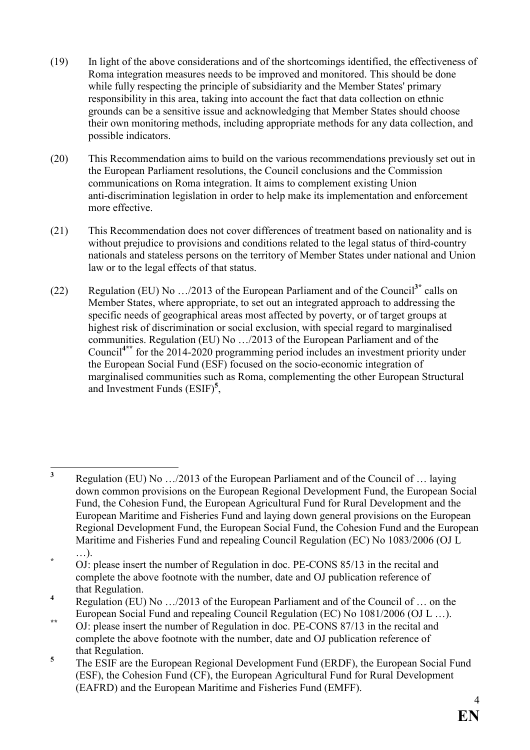(19) In light of the above considerations and of the shortcomings identified, the effectiveness of Roma integration measures needs to be improved and monitored. This should be done while fully respecting the principle of subsidiarity and the Member States' primary responsibility in this area, taking into account the fact that data collection on ethnic grounds can be a sensitive issue and acknowledging that Member States should choose their own monitoring methods, including appropriate methods for any data collection, and possible indicators.

(20) This Recommendation aims to build on the various recommendations previously set out in the European Parliament resolutions, the Council conclusions and the Commission communications on Roma integration. It aims to complement existing Union anti-discrimination legislation in order to help make its implementation and enforcement more effective.

(21) This Recommendation does not cover differences of treatment based on nationality and is without prejudice to provisions and conditions related to the legal status of third-country nationals and stateless persons on the territory of Member States under national and Union law or to the legal effects of that status.

(22) Regulation (EU) No …/2013 of the European Parliament and of the Council[3*] calls on Member States, where appropriate, to set out an integrated approach to addressing the specific needs of geographical areas most affected by poverty, or of target groups at highest risk of discrimination or social exclusion, with special regard to marginalised communities. Regulation (EU) No …/2013 of the European Parliament and of the Council[4**] for the 2014-2020 programming period includes an investment priority under the European Social Fund (ESF) focused on the socio-economic integration of marginalised communities such as Roma, complementing the other European Structural and Investment Funds (ESIF)[5],

---

[3] Regulation (EU) No …/2013 of the European Parliament and of the Council of … laying down common provisions on the European Regional Development Fund, the European Social Fund, the Cohesion Fund, the European Agricultural Fund for Rural Development and the European Maritime and Fisheries Fund and laying down general provisions on the European Regional Development Fund, the European Social Fund, the Cohesion Fund and the European Maritime and Fisheries Fund and repealing Council Regulation (EC) No 1083/2006 (OJ L …).

[*] OJ: please insert the number of Regulation in doc. PE-CONS 85/13 in the recital and complete the above footnote with the number, date and OJ publication reference of that Regulation.

[4] Regulation (EU) No …/2013 of the European Parliament and of the Council of … on the European Social Fund and repealing Council Regulation (EC) No 1081/2006 (OJ L …).

[**] OJ: please insert the number of Regulation in doc. PE-CONS 87/13 in the recital and complete the above footnote with the number, date and OJ publication reference of that Regulation.

[5] The ESIF are the European Regional Development Fund (ERDF), the European Social Fund (ESF), the Cohesion Fund (CF), the European Agricultural Fund for Rural Development (EAFRD) and the European Maritime and Fisheries Fund (EMFF).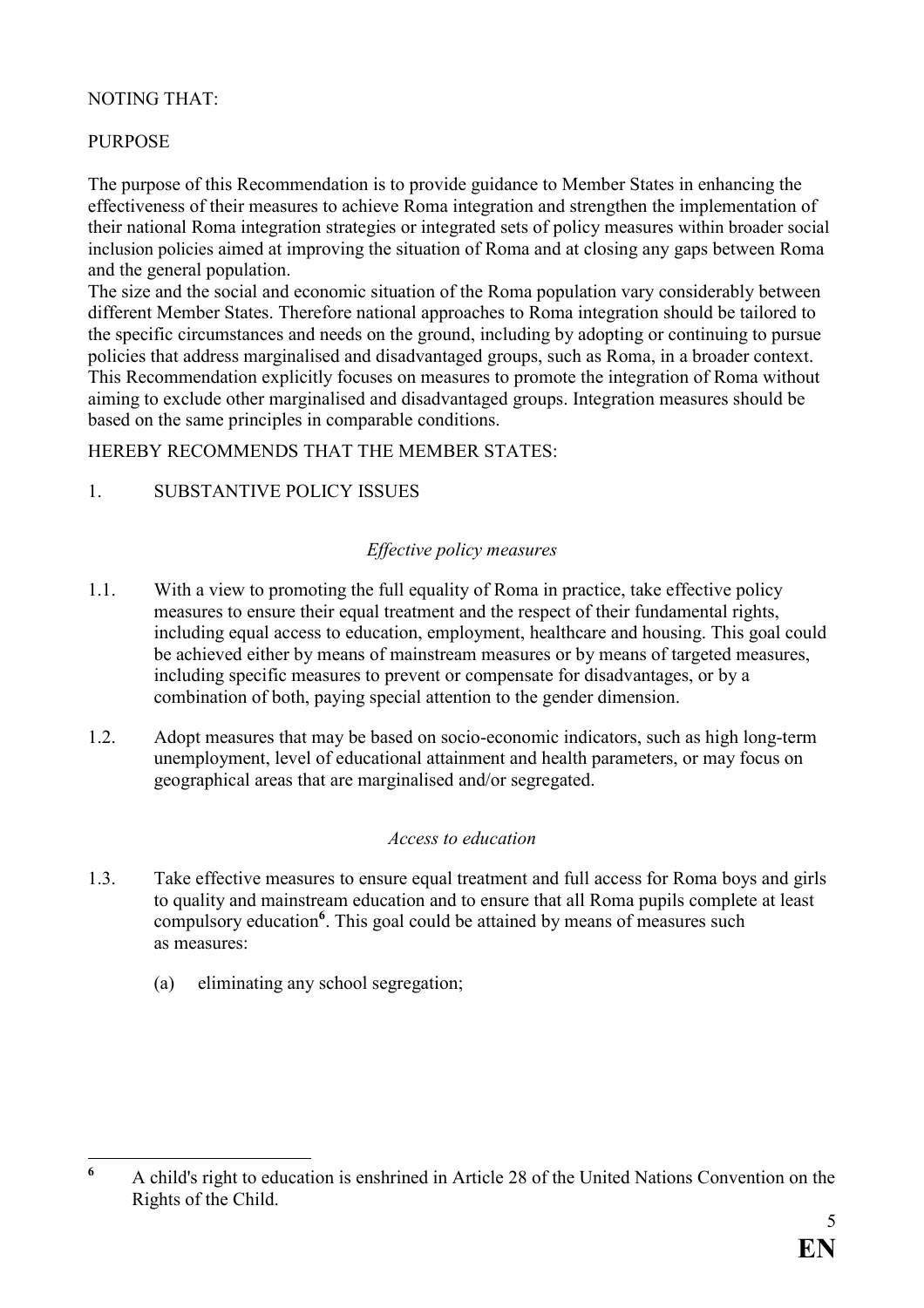NOTING THAT:

PURPOSE

The purpose of this Recommendation is to provide guidance to Member States in enhancing the effectiveness of their measures to achieve Roma integration and strengthen the implementation of their national Roma integration strategies or integrated sets of policy measures within broader social inclusion policies aimed at improving the situation of Roma and at closing any gaps between Roma and the general population.

The size and the social and economic situation of the Roma population vary considerably between different Member States. Therefore national approaches to Roma integration should be tailored to the specific circumstances and needs on the ground, including by adopting or continuing to pursue policies that address marginalised and disadvantaged groups, such as Roma, in a broader context. This Recommendation explicitly focuses on measures to promote the integration of Roma without aiming to exclude other marginalised and disadvantaged groups. Integration measures should be based on the same principles in comparable conditions.

HEREBY RECOMMENDS THAT THE MEMBER STATES:

1. SUBSTANTIVE POLICY ISSUES

*Effective policy measures*

1.1. With a view to promoting the full equality of Roma in practice, take effective policy measures to ensure their equal treatment and the respect of their fundamental rights, including equal access to education, employment, healthcare and housing. This goal could be achieved either by means of mainstream measures or by means of targeted measures, including specific measures to prevent or compensate for disadvantages, or by a combination of both, paying special attention to the gender dimension.

1.2. Adopt measures that may be based on socio-economic indicators, such as high long-term unemployment, level of educational attainment and health parameters, or may focus on geographical areas that are marginalised and/or segregated.

*Access to education*

1.3. Take effective measures to ensure equal treatment and full access for Roma boys and girls to quality and mainstream education and to ensure that all Roma pupils complete at least compulsory education[6]. This goal could be attained by means of measures such as measures:

(a) eliminating any school segregation;

---

[6] A child's right to education is enshrined in Article 28 of the United Nations Convention on the Rights of the Child.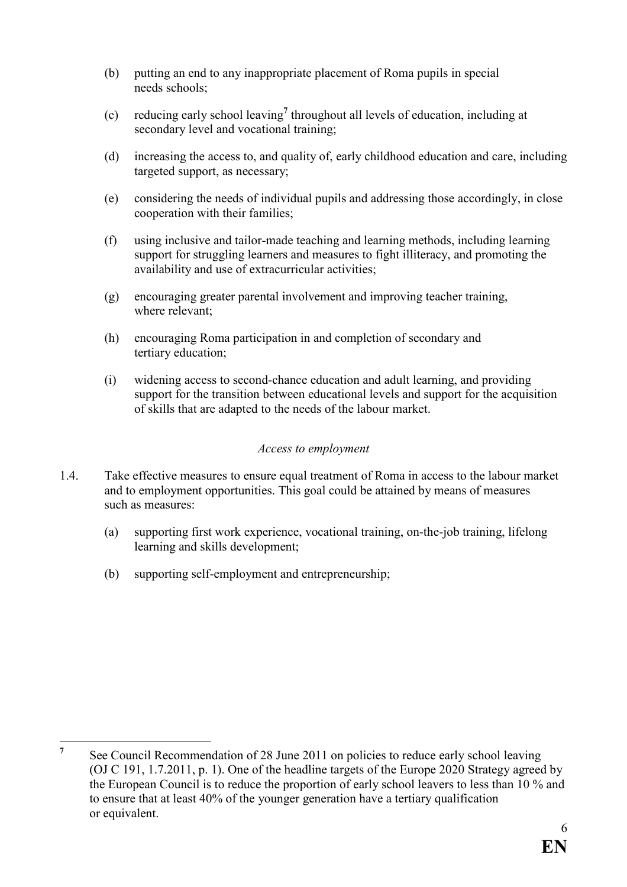(b) putting an end to any inappropriate placement of Roma pupils in special needs schools;

(c) reducing early school leaving[7] throughout all levels of education, including at secondary level and vocational training;

(d) increasing the access to, and quality of, early childhood education and care, including targeted support, as necessary;

(e) considering the needs of individual pupils and addressing those accordingly, in close cooperation with their families;

(f) using inclusive and tailor-made teaching and learning methods, including learning support for struggling learners and measures to fight illiteracy, and promoting the availability and use of extracurricular activities;

(g) encouraging greater parental involvement and improving teacher training, where relevant;

(h) encouraging Roma participation in and completion of secondary and tertiary education;

(i) widening access to second-chance education and adult learning, and providing support for the transition between educational levels and support for the acquisition of skills that are adapted to the needs of the labour market.

*Access to employment*

1.4. Take effective measures to ensure equal treatment of Roma in access to the labour market and to employment opportunities. This goal could be attained by means of measures such as measures:

(a) supporting first work experience, vocational training, on-the-job training, lifelong learning and skills development;

(b) supporting self-employment and entrepreneurship;

---

[7] See Council Recommendation of 28 June 2011 on policies to reduce early school leaving (OJ C 191, 1.7.2011, p. 1). One of the headline targets of the Europe 2020 Strategy agreed by the European Council is to reduce the proportion of early school leavers to less than 10 % and to ensure that at least 40% of the younger generation have a tertiary qualification or equivalent.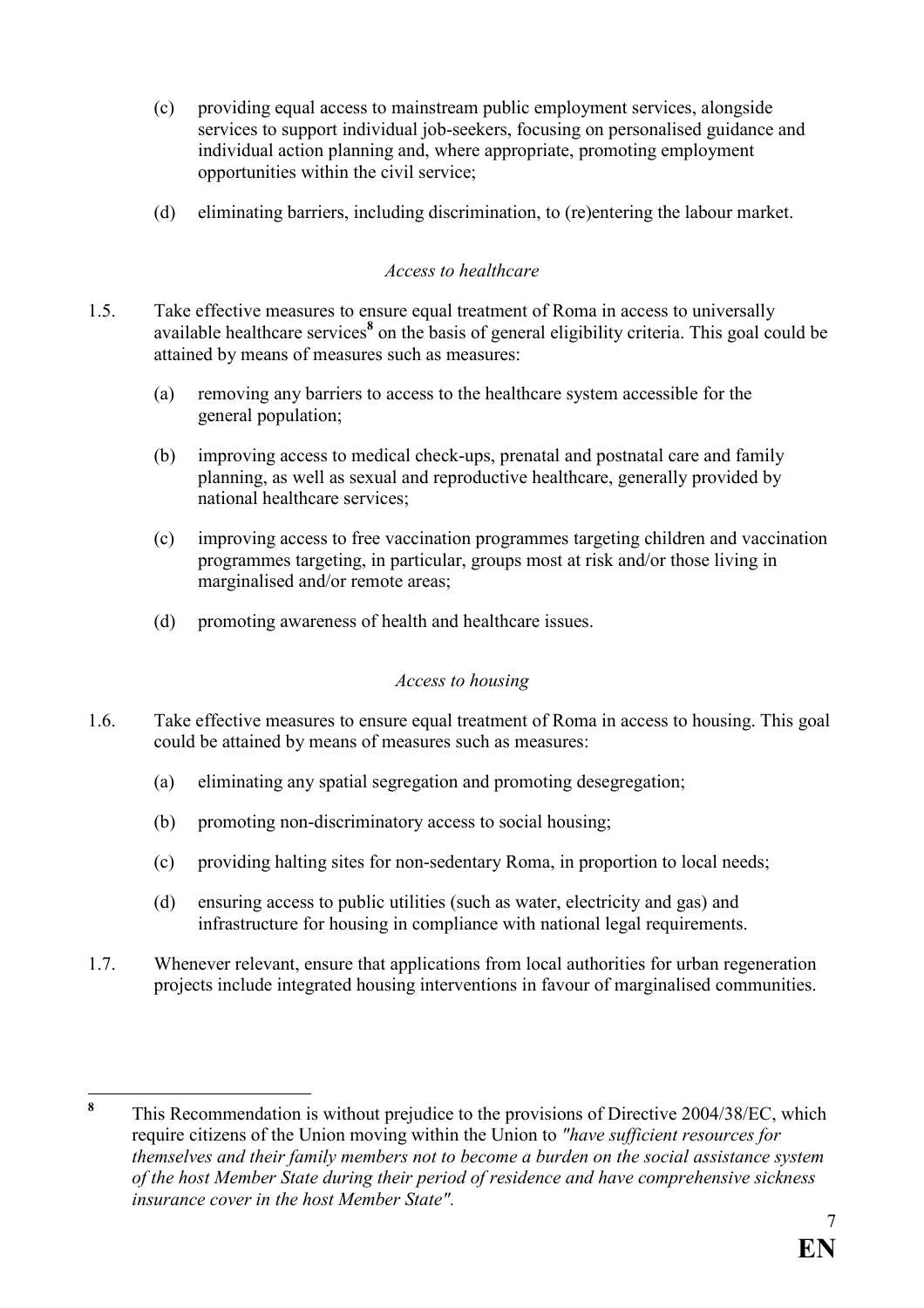(c) providing equal access to mainstream public employment services, alongside services to support individual job-seekers, focusing on personalised guidance and individual action planning and, where appropriate, promoting employment opportunities within the civil service;

(d) eliminating barriers, including discrimination, to (re)entering the labour market.

*Access to healthcare*

1.5. Take effective measures to ensure equal treatment of Roma in access to universally available healthcare services[8] on the basis of general eligibility criteria. This goal could be attained by means of measures such as measures:

(a) removing any barriers to access to the healthcare system accessible for the general population;

(b) improving access to medical check-ups, prenatal and postnatal care and family planning, as well as sexual and reproductive healthcare, generally provided by national healthcare services;

(c) improving access to free vaccination programmes targeting children and vaccination programmes targeting, in particular, groups most at risk and/or those living in marginalised and/or remote areas;

(d) promoting awareness of health and healthcare issues.

*Access to housing*

1.6. Take effective measures to ensure equal treatment of Roma in access to housing. This goal could be attained by means of measures such as measures:

(a) eliminating any spatial segregation and promoting desegregation;

(b) promoting non-discriminatory access to social housing;

(c) providing halting sites for non-sedentary Roma, in proportion to local needs;

(d) ensuring access to public utilities (such as water, electricity and gas) and infrastructure for housing in compliance with national legal requirements.

1.7. Whenever relevant, ensure that applications from local authorities for urban regeneration projects include integrated housing interventions in favour of marginalised communities.

---

[8] This Recommendation is without prejudice to the provisions of Directive 2004/38/EC, which require citizens of the Union moving within the Union to *"have sufficient resources for themselves and their family members not to become a burden on the social assistance system of the host Member State during their period of residence and have comprehensive sickness insurance cover in the host Member State".*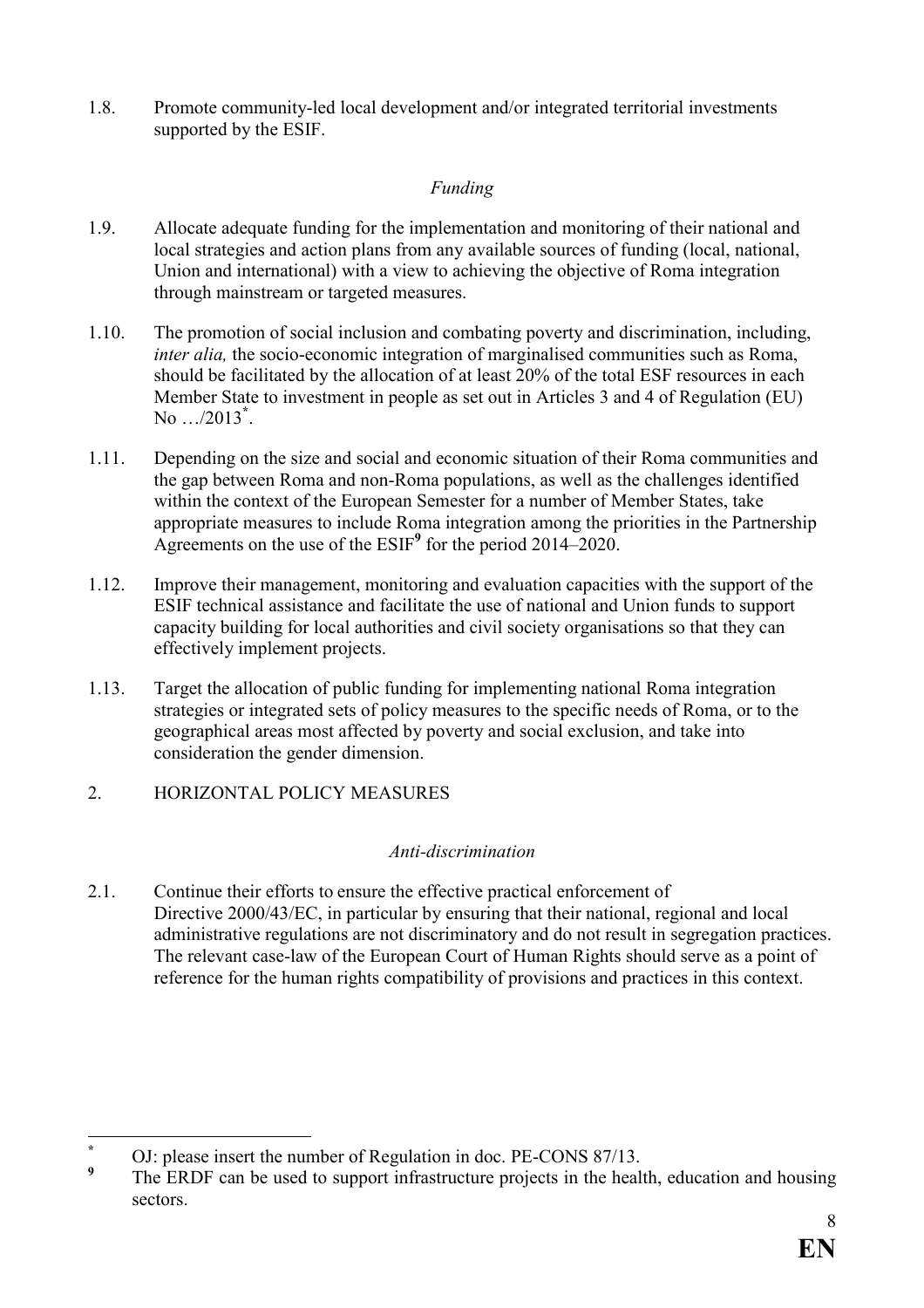1.8. Promote community-led local development and/or integrated territorial investments supported by the ESIF.

*Funding*

1.9. Allocate adequate funding for the implementation and monitoring of their national and local strategies and action plans from any available sources of funding (local, national, Union and international) with a view to achieving the objective of Roma integration through mainstream or targeted measures.

1.10. The promotion of social inclusion and combating poverty and discrimination, including, *inter alia,* the socio-economic integration of marginalised communities such as Roma, should be facilitated by the allocation of at least 20% of the total ESF resources in each Member State to investment in people as set out in Articles 3 and 4 of Regulation (EU) No …/2013[*].

1.11. Depending on the size and social and economic situation of their Roma communities and the gap between Roma and non-Roma populations, as well as the challenges identified within the context of the European Semester for a number of Member States, take appropriate measures to include Roma integration among the priorities in the Partnership Agreements on the use of the ESIF[9] for the period 2014–2020.

1.12. Improve their management, monitoring and evaluation capacities with the support of the ESIF technical assistance and facilitate the use of national and Union funds to support capacity building for local authorities and civil society organisations so that they can effectively implement projects.

1.13. Target the allocation of public funding for implementing national Roma integration strategies or integrated sets of policy measures to the specific needs of Roma, or to the geographical areas most affected by poverty and social exclusion, and take into consideration the gender dimension.

2. HORIZONTAL POLICY MEASURES

*Anti-discrimination*

2.1. Continue their efforts to ensure the effective practical enforcement of Directive 2000/43/EC, in particular by ensuring that their national, regional and local administrative regulations are not discriminatory and do not result in segregation practices. The relevant case-law of the European Court of Human Rights should serve as a point of reference for the human rights compatibility of provisions and practices in this context.

---

[*] OJ: please insert the number of Regulation in doc. PE-CONS 87/13.

[9] The ERDF can be used to support infrastructure projects in the health, education and housing sectors.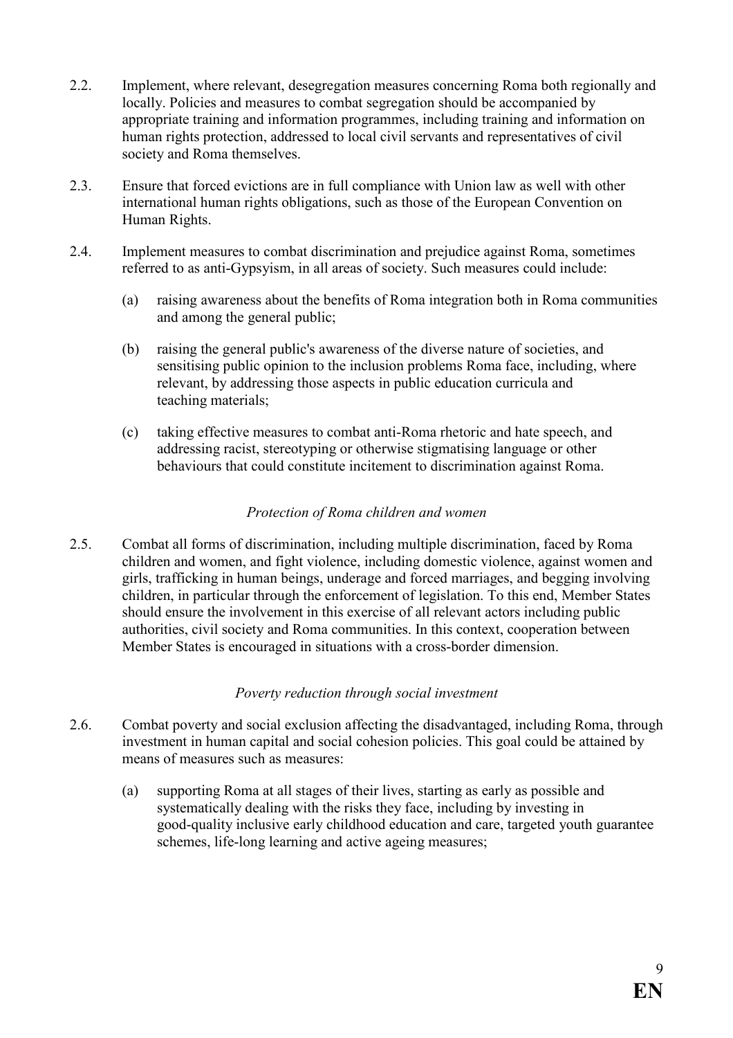2.2. Implement, where relevant, desegregation measures concerning Roma both regionally and locally. Policies and measures to combat segregation should be accompanied by appropriate training and information programmes, including training and information on human rights protection, addressed to local civil servants and representatives of civil society and Roma themselves.

2.3. Ensure that forced evictions are in full compliance with Union law as well with other international human rights obligations, such as those of the European Convention on Human Rights.

2.4. Implement measures to combat discrimination and prejudice against Roma, sometimes referred to as anti-Gypsyism, in all areas of society. Such measures could include:

(a) raising awareness about the benefits of Roma integration both in Roma communities and among the general public;

(b) raising the general public's awareness of the diverse nature of societies, and sensitising public opinion to the inclusion problems Roma face, including, where relevant, by addressing those aspects in public education curricula and teaching materials;

(c) taking effective measures to combat anti-Roma rhetoric and hate speech, and addressing racist, stereotyping or otherwise stigmatising language or other behaviours that could constitute incitement to discrimination against Roma.

*Protection of Roma children and women*

2.5. Combat all forms of discrimination, including multiple discrimination, faced by Roma children and women, and fight violence, including domestic violence, against women and girls, trafficking in human beings, underage and forced marriages, and begging involving children, in particular through the enforcement of legislation. To this end, Member States should ensure the involvement in this exercise of all relevant actors including public authorities, civil society and Roma communities. In this context, cooperation between Member States is encouraged in situations with a cross-border dimension.

*Poverty reduction through social investment*

2.6. Combat poverty and social exclusion affecting the disadvantaged, including Roma, through investment in human capital and social cohesion policies. This goal could be attained by means of measures such as measures:

(a) supporting Roma at all stages of their lives, starting as early as possible and systematically dealing with the risks they face, including by investing in good-quality inclusive early childhood education and care, targeted youth guarantee schemes, life-long learning and active ageing measures;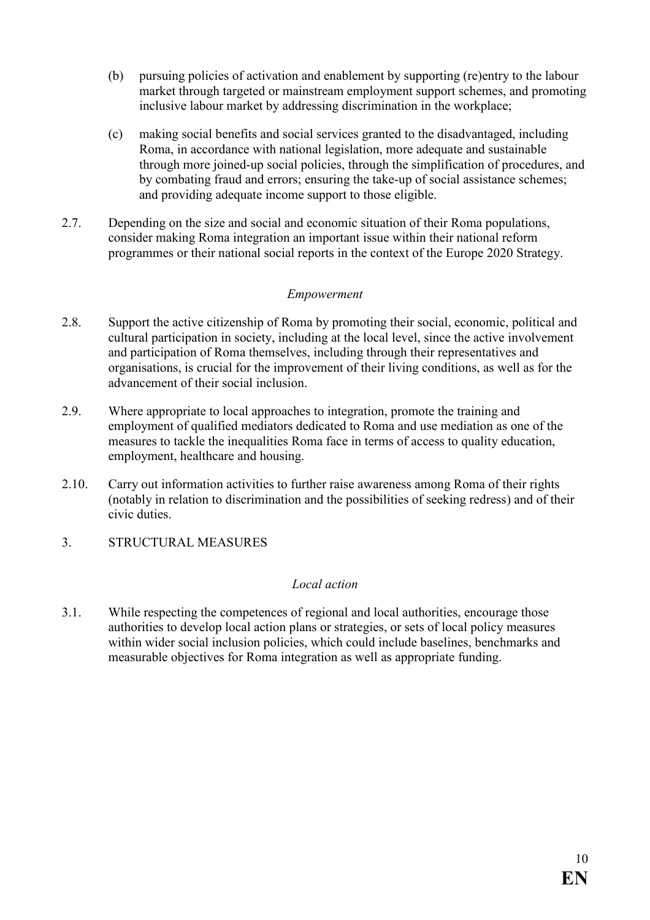(b) pursuing policies of activation and enablement by supporting (re)entry to the labour market through targeted or mainstream employment support schemes, and promoting inclusive labour market by addressing discrimination in the workplace;

(c) making social benefits and social services granted to the disadvantaged, including Roma, in accordance with national legislation, more adequate and sustainable through more joined-up social policies, through the simplification of procedures, and by combating fraud and errors; ensuring the take-up of social assistance schemes; and providing adequate income support to those eligible.

2.7. Depending on the size and social and economic situation of their Roma populations, consider making Roma integration an important issue within their national reform programmes or their national social reports in the context of the Europe 2020 Strategy.

*Empowerment*

2.8. Support the active citizenship of Roma by promoting their social, economic, political and cultural participation in society, including at the local level, since the active involvement and participation of Roma themselves, including through their representatives and organisations, is crucial for the improvement of their living conditions, as well as for the advancement of their social inclusion.

2.9. Where appropriate to local approaches to integration, promote the training and employment of qualified mediators dedicated to Roma and use mediation as one of the measures to tackle the inequalities Roma face in terms of access to quality education, employment, healthcare and housing.

2.10. Carry out information activities to further raise awareness among Roma of their rights (notably in relation to discrimination and the possibilities of seeking redress) and of their civic duties.

3. STRUCTURAL MEASURES

*Local action*

3.1. While respecting the competences of regional and local authorities, encourage those authorities to develop local action plans or strategies, or sets of local policy measures within wider social inclusion policies, which could include baselines, benchmarks and measurable objectives for Roma integration as well as appropriate funding.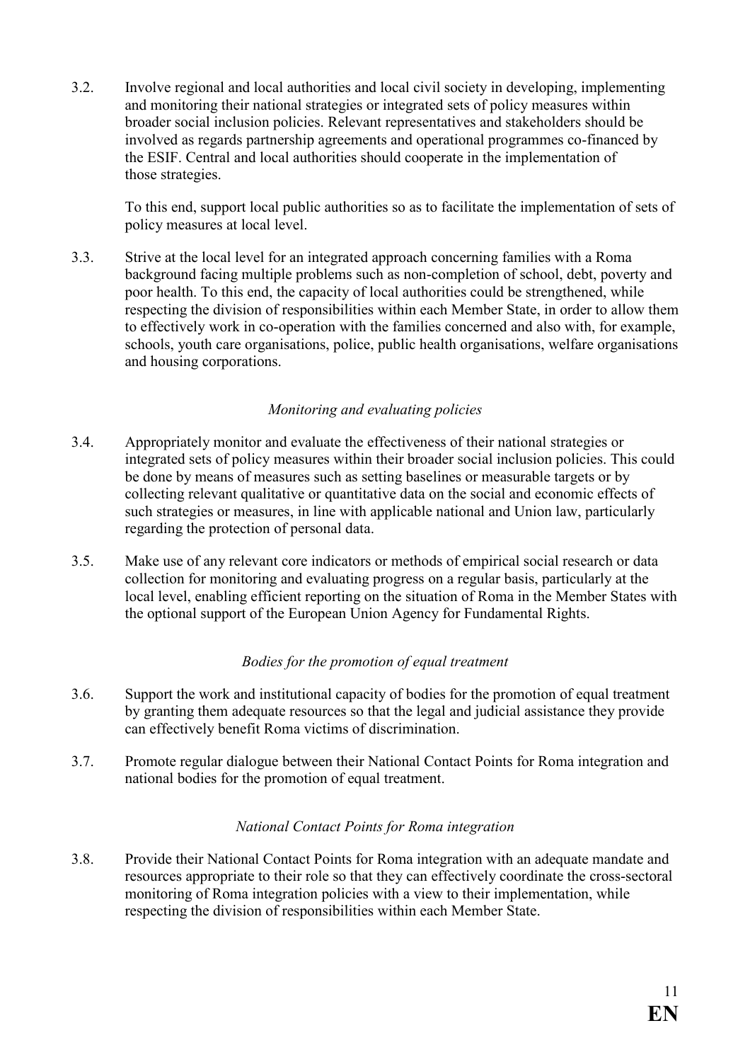3.2. Involve regional and local authorities and local civil society in developing, implementing and monitoring their national strategies or integrated sets of policy measures within broader social inclusion policies. Relevant representatives and stakeholders should be involved as regards partnership agreements and operational programmes co-financed by the ESIF. Central and local authorities should cooperate in the implementation of those strategies.

To this end, support local public authorities so as to facilitate the implementation of sets of policy measures at local level.

3.3. Strive at the local level for an integrated approach concerning families with a Roma background facing multiple problems such as non-completion of school, debt, poverty and poor health. To this end, the capacity of local authorities could be strengthened, while respecting the division of responsibilities within each Member State, in order to allow them to effectively work in co-operation with the families concerned and also with, for example, schools, youth care organisations, police, public health organisations, welfare organisations and housing corporations.

*Monitoring and evaluating policies*

3.4. Appropriately monitor and evaluate the effectiveness of their national strategies or integrated sets of policy measures within their broader social inclusion policies. This could be done by means of measures such as setting baselines or measurable targets or by collecting relevant qualitative or quantitative data on the social and economic effects of such strategies or measures, in line with applicable national and Union law, particularly regarding the protection of personal data.

3.5. Make use of any relevant core indicators or methods of empirical social research or data collection for monitoring and evaluating progress on a regular basis, particularly at the local level, enabling efficient reporting on the situation of Roma in the Member States with the optional support of the European Union Agency for Fundamental Rights.

*Bodies for the promotion of equal treatment*

3.6. Support the work and institutional capacity of bodies for the promotion of equal treatment by granting them adequate resources so that the legal and judicial assistance they provide can effectively benefit Roma victims of discrimination.

3.7. Promote regular dialogue between their National Contact Points for Roma integration and national bodies for the promotion of equal treatment.

*National Contact Points for Roma integration*

3.8. Provide their National Contact Points for Roma integration with an adequate mandate and resources appropriate to their role so that they can effectively coordinate the cross-sectoral monitoring of Roma integration policies with a view to their implementation, while respecting the division of responsibilities within each Member State.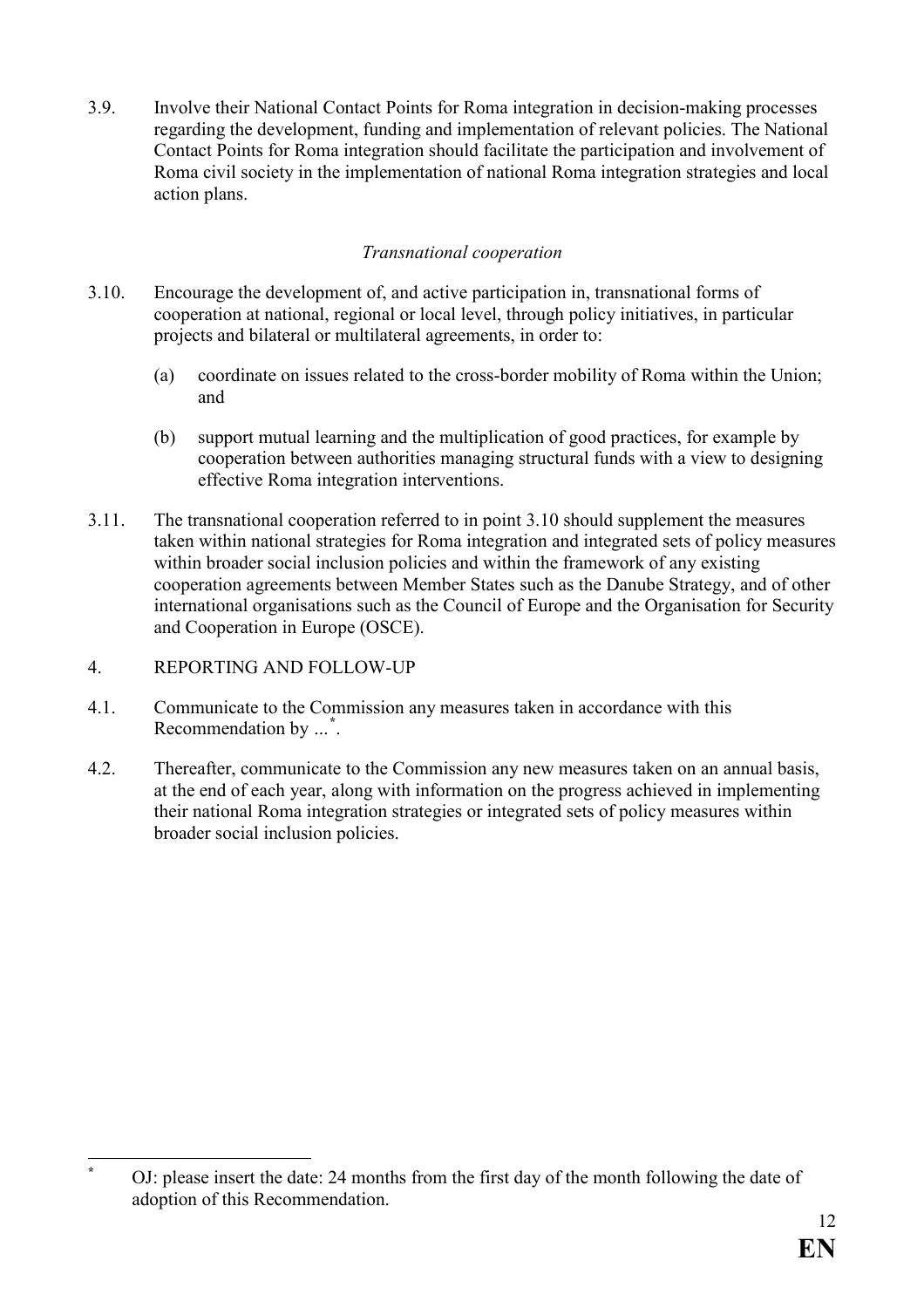3.9. Involve their National Contact Points for Roma integration in decision-making processes regarding the development, funding and implementation of relevant policies. The National Contact Points for Roma integration should facilitate the participation and involvement of Roma civil society in the implementation of national Roma integration strategies and local action plans.

*Transnational cooperation*

3.10. Encourage the development of, and active participation in, transnational forms of cooperation at national, regional or local level, through policy initiatives, in particular projects and bilateral or multilateral agreements, in order to:

(a) coordinate on issues related to the cross-border mobility of Roma within the Union; and

(b) support mutual learning and the multiplication of good practices, for example by cooperation between authorities managing structural funds with a view to designing effective Roma integration interventions.

3.11. The transnational cooperation referred to in point 3.10 should supplement the measures taken within national strategies for Roma integration and integrated sets of policy measures within broader social inclusion policies and within the framework of any existing cooperation agreements between Member States such as the Danube Strategy, and of other international organisations such as the Council of Europe and the Organisation for Security and Cooperation in Europe (OSCE).

4. REPORTING AND FOLLOW-UP

4.1. Communicate to the Commission any measures taken in accordance with this Recommendation by ...[*].

4.2. Thereafter, communicate to the Commission any new measures taken on an annual basis, at the end of each year, along with information on the progress achieved in implementing their national Roma integration strategies or integrated sets of policy measures within broader social inclusion policies.

---

[*] OJ: please insert the date: 24 months from the first day of the month following the date of adoption of this Recommendation.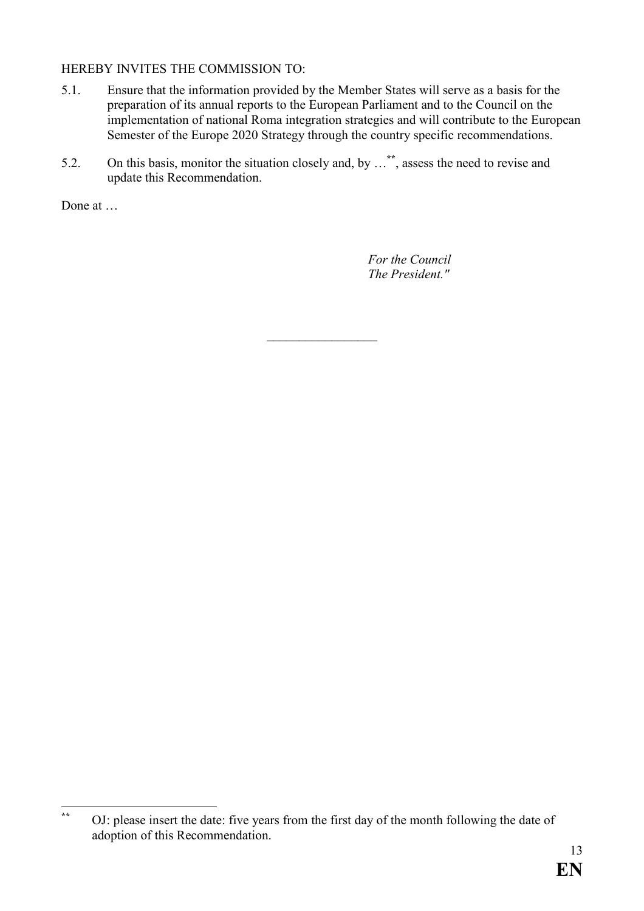HEREBY INVITES THE COMMISSION TO:

5.1. Ensure that the information provided by the Member States will serve as a basis for the preparation of its annual reports to the European Parliament and to the Council on the implementation of national Roma integration strategies and will contribute to the European Semester of the Europe 2020 Strategy through the country specific recommendations.

5.2. On this basis, monitor the situation closely and, by …[**], assess the need to revise and update this Recommendation.

Done at …

*For the Council*
*The President."*

---

[**] OJ: please insert the date: five years from the first day of the month following the date of adoption of this Recommendation.